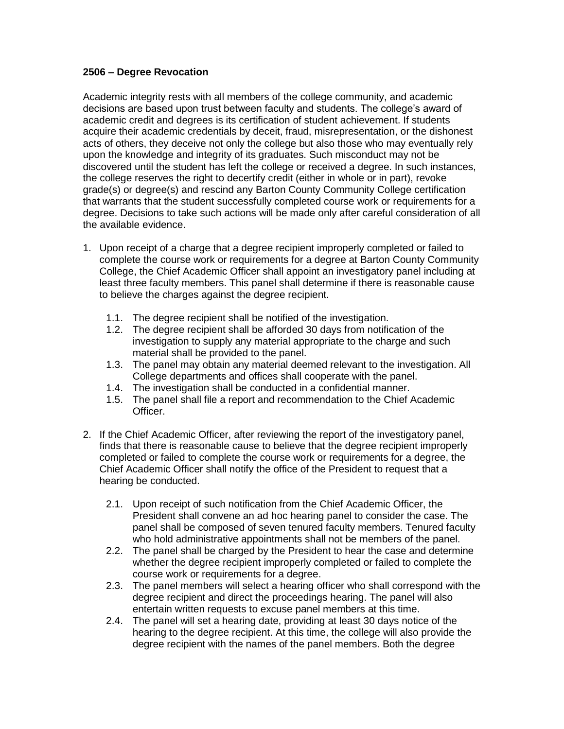**2506 – Degree Revocation**

Academic integrity rests with all members of the college community, and academic decisions are based upon trust between faculty and students. The college's award of academic credit and degrees is its certification of student achievement. If students acquire their academic credentials by deceit, fraud, misrepresentation, or the dishonest acts of others, they deceive not only the college but also those who may eventually rely upon the knowledge and integrity of its graduates. Such misconduct may not be discovered until the student has left the college or received a degree. In such instances, the college reserves the right to decertify credit (either in whole or in part), revoke grade(s) or degree(s) and rescind any Barton County Community College certification that warrants that the student successfully completed course work or requirements for a degree. Decisions to take such actions will be made only after careful consideration of all the available evidence.

1. Upon receipt of a charge that a degree recipient improperly completed or failed to complete the course work or requirements for a degree at Barton County Community College, the Chief Academic Officer shall appoint an investigatory panel including at least three faculty members. This panel shall determine if there is reasonable cause to believe the charges against the degree recipient.

   1.1. The degree recipient shall be notified of the investigation.
   1.2. The degree recipient shall be afforded 30 days from notification of the investigation to supply any material appropriate to the charge and such material shall be provided to the panel.
   1.3. The panel may obtain any material deemed relevant to the investigation. All College departments and offices shall cooperate with the panel.
   1.4. The investigation shall be conducted in a confidential manner.
   1.5. The panel shall file a report and recommendation to the Chief Academic Officer.

2. If the Chief Academic Officer, after reviewing the report of the investigatory panel, finds that there is reasonable cause to believe that the degree recipient improperly completed or failed to complete the course work or requirements for a degree, the Chief Academic Officer shall notify the office of the President to request that a hearing be conducted.

   2.1. Upon receipt of such notification from the Chief Academic Officer, the President shall convene an ad hoc hearing panel to consider the case. The panel shall be composed of seven tenured faculty members. Tenured faculty who hold administrative appointments shall not be members of the panel.
   2.2. The panel shall be charged by the President to hear the case and determine whether the degree recipient improperly completed or failed to complete the course work or requirements for a degree.
   2.3. The panel members will select a hearing officer who shall correspond with the degree recipient and direct the proceedings hearing. The panel will also entertain written requests to excuse panel members at this time.
   2.4. The panel will set a hearing date, providing at least 30 days notice of the hearing to the degree recipient. At this time, the college will also provide the degree recipient with the names of the panel members. Both the degree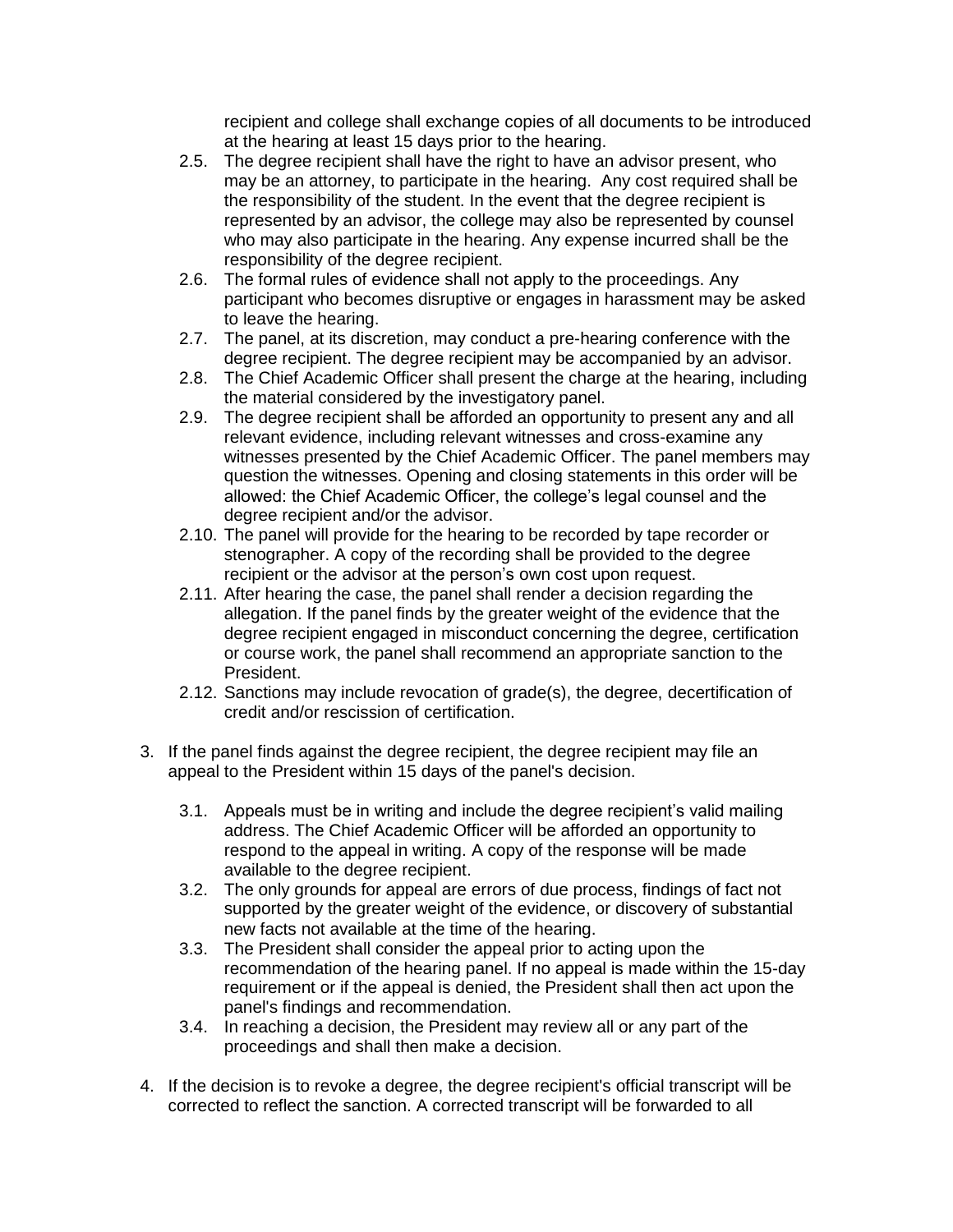recipient and college shall exchange copies of all documents to be introduced at the hearing at least 15 days prior to the hearing.

- 2.5. The degree recipient shall have the right to have an advisor present, who may be an attorney, to participate in the hearing. Any cost required shall be the responsibility of the student. In the event that the degree recipient is represented by an advisor, the college may also be represented by counsel who may also participate in the hearing. Any expense incurred shall be the responsibility of the degree recipient.
- 2.6. The formal rules of evidence shall not apply to the proceedings. Any participant who becomes disruptive or engages in harassment may be asked to leave the hearing.
- 2.7. The panel, at its discretion, may conduct a pre-hearing conference with the degree recipient. The degree recipient may be accompanied by an advisor.
- 2.8. The Chief Academic Officer shall present the charge at the hearing, including the material considered by the investigatory panel.
- 2.9. The degree recipient shall be afforded an opportunity to present any and all relevant evidence, including relevant witnesses and cross-examine any witnesses presented by the Chief Academic Officer. The panel members may question the witnesses. Opening and closing statements in this order will be allowed: the Chief Academic Officer, the college's legal counsel and the degree recipient and/or the advisor.
- 2.10. The panel will provide for the hearing to be recorded by tape recorder or stenographer. A copy of the recording shall be provided to the degree recipient or the advisor at the person's own cost upon request.
- 2.11. After hearing the case, the panel shall render a decision regarding the allegation. If the panel finds by the greater weight of the evidence that the degree recipient engaged in misconduct concerning the degree, certification or course work, the panel shall recommend an appropriate sanction to the President.
- 2.12. Sanctions may include revocation of grade(s), the degree, decertification of credit and/or rescission of certification.

3. If the panel finds against the degree recipient, the degree recipient may file an appeal to the President within 15 days of the panel's decision.

   - 3.1. Appeals must be in writing and include the degree recipient's valid mailing address. The Chief Academic Officer will be afforded an opportunity to respond to the appeal in writing. A copy of the response will be made available to the degree recipient.
   - 3.2. The only grounds for appeal are errors of due process, findings of fact not supported by the greater weight of the evidence, or discovery of substantial new facts not available at the time of the hearing.
   - 3.3. The President shall consider the appeal prior to acting upon the recommendation of the hearing panel. If no appeal is made within the 15-day requirement or if the appeal is denied, the President shall then act upon the panel's findings and recommendation.
   - 3.4. In reaching a decision, the President may review all or any part of the proceedings and shall then make a decision.

4. If the decision is to revoke a degree, the degree recipient's official transcript will be corrected to reflect the sanction. A corrected transcript will be forwarded to all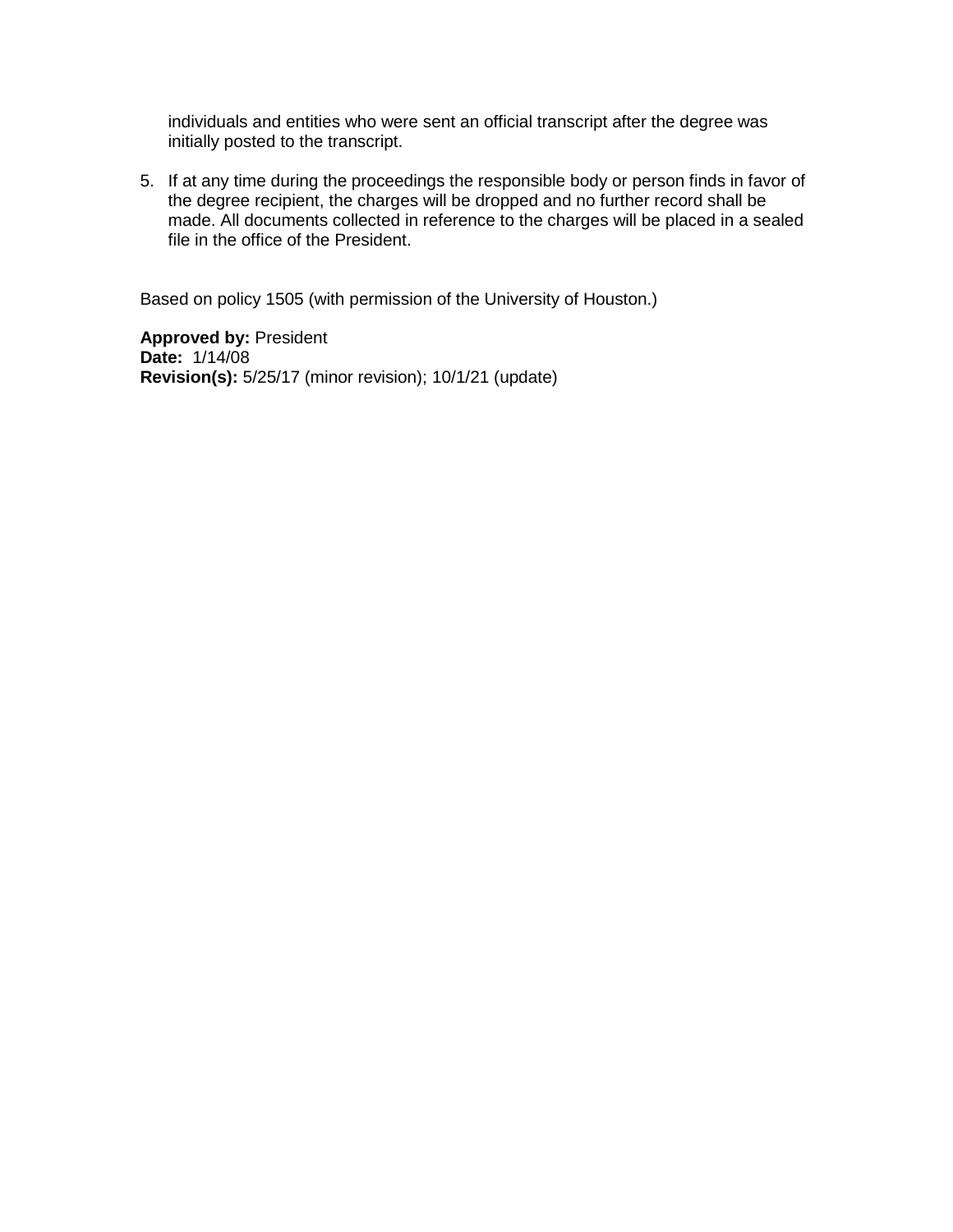individuals and entities who were sent an official transcript after the degree was initially posted to the transcript.

5. If at any time during the proceedings the responsible body or person finds in favor of the degree recipient, the charges will be dropped and no further record shall be made. All documents collected in reference to the charges will be placed in a sealed file in the office of the President.

Based on policy 1505 (with permission of the University of Houston.)

**Approved by:** President
**Date:** 1/14/08
**Revision(s):** 5/25/17 (minor revision); 10/1/21 (update)